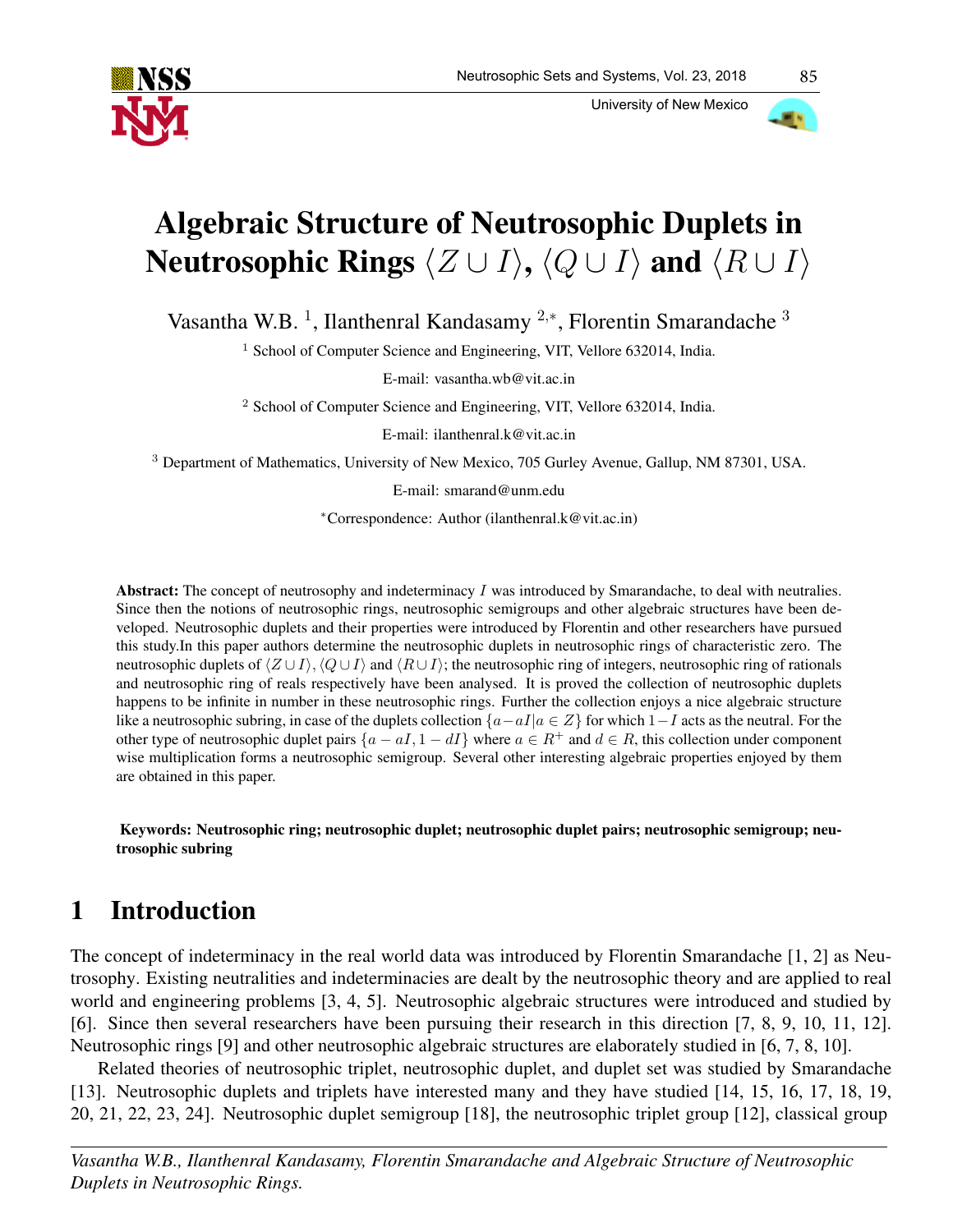# Algebraic Structure of Neutrosophic Duplets in Neutrosophic Rings $\langle Z \cup I \rangle$, $\langle Q \cup I \rangle$ and $\langle R \cup I \rangle$

Vasantha W.B. [1], Ilanthenral Kandasamy [2,*], Florentin Smarandache [3]

[1] School of Computer Science and Engineering, VIT, Vellore 632014, India.

E-mail: vasantha.wb@vit.ac.in

[2] School of Computer Science and Engineering, VIT, Vellore 632014, India.

E-mail: ilanthenral.k@vit.ac.in

[3] Department of Mathematics, University of New Mexico, 705 Gurley Avenue, Gallup, NM 87301, USA.

E-mail: smarand@unm.edu

*Correspondence: Author (ilanthenral.k@vit.ac.in)

**Abstract:** The concept of neutrosophy and indeterminacy $I$ was introduced by Smarandache, to deal with neutralies. Since then the notions of neutrosophic rings, neutrosophic semigroups and other algebraic structures have been developed. Neutrosophic duplets and their properties were introduced by Florentin and other researchers have pursued this study.In this paper authors determine the neutrosophic duplets in neutrosophic rings of characteristic zero. The neutrosophic duplets of $\langle Z \cup I \rangle, \langle Q \cup I \rangle$ and $\langle R \cup I \rangle$; the neutrosophic ring of integers, neutrosophic ring of rationals and neutrosophic ring of reals respectively have been analysed. It is proved the collection of neutrosophic duplets happens to be infinite in number in these neutrosophic rings. Further the collection enjoys a nice algebraic structure like a neutrosophic subring, in case of the duplets collection $\{a - aI | a \in Z\}$ for which $1 - I$ acts as the neutral. For the other type of neutrosophic duplet pairs $\{a - aI, 1 - dI\}$ where $a \in R^+$ and $d \in R$, this collection under component wise multiplication forms a neutrosophic semigroup. Several other interesting algebraic properties enjoyed by them are obtained in this paper.

**Keywords: Neutrosophic ring; neutrosophic duplet; neutrosophic duplet pairs; neutrosophic semigroup; neutrosophic subring**

## 1 Introduction

The concept of indeterminacy in the real world data was introduced by Florentin Smarandache [1, 2] as Neutrosophy. Existing neutralities and indeterminacies are dealt by the neutrosophic theory and are applied to real world and engineering problems [3, 4, 5]. Neutrosophic algebraic structures were introduced and studied by [6]. Since then several researchers have been pursuing their research in this direction [7, 8, 9, 10, 11, 12]. Neutrosophic rings [9] and other neutrosophic algebraic structures are elaborately studied in [6, 7, 8, 10].

Related theories of neutrosophic triplet, neutrosophic duplet, and duplet set was studied by Smarandache [13]. Neutrosophic duplets and triplets have interested many and they have studied [14, 15, 16, 17, 18, 19, 20, 21, 22, 23, 24]. Neutrosophic duplet semigroup [18], the neutrosophic triplet group [12], classical group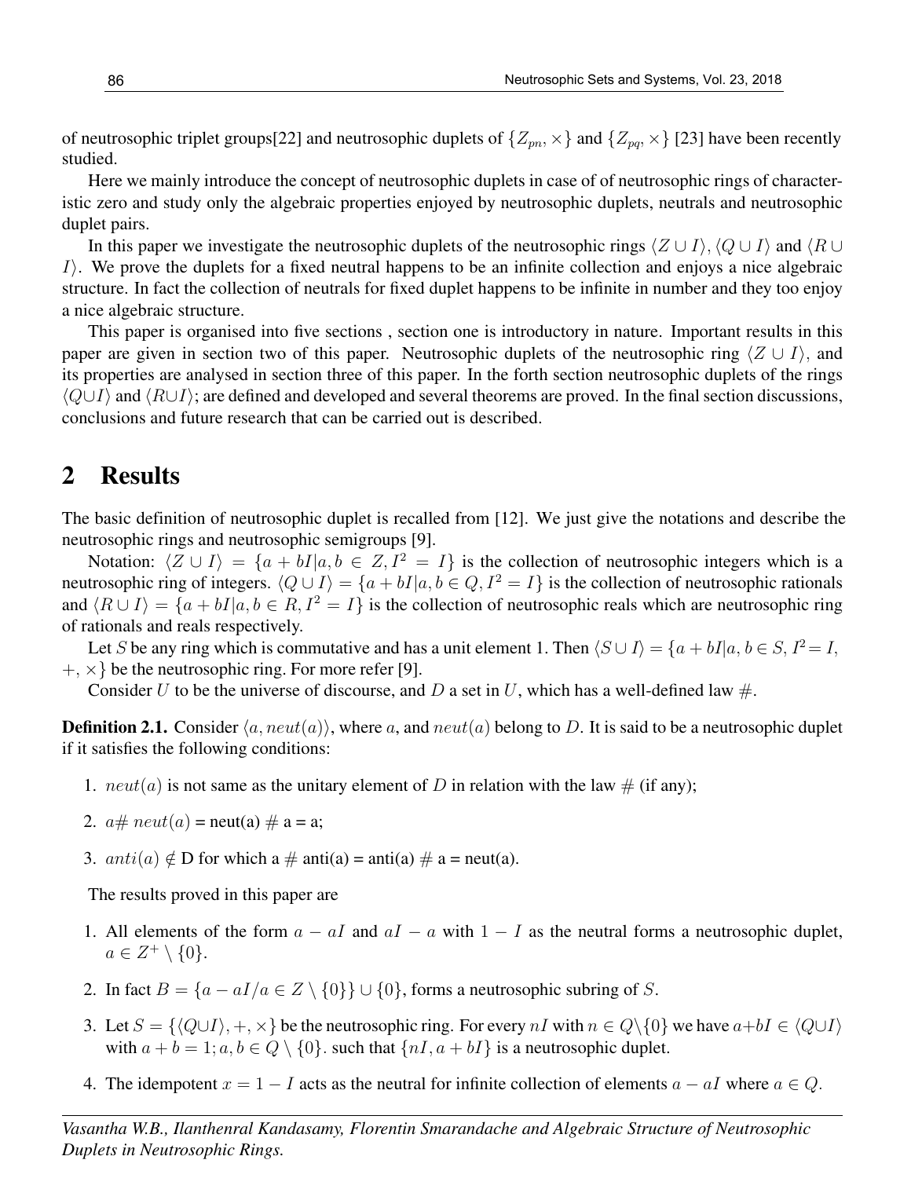of neutrosophic triplet groups[22] and neutrosophic duplets of $\{Z_{pn}, \times\}$ and $\{Z_{pq}, \times\}$ [23] have been recently studied.

Here we mainly introduce the concept of neutrosophic duplets in case of of neutrosophic rings of characteristic zero and study only the algebraic properties enjoyed by neutrosophic duplets, neutrals and neutrosophic duplet pairs.

In this paper we investigate the neutrosophic duplets of the neutrosophic rings $\langle Z \cup I \rangle$, $\langle Q \cup I \rangle$ and $\langle R \cup I \rangle$. We prove the duplets for a fixed neutral happens to be an infinite collection and enjoys a nice algebraic structure. In fact the collection of neutrals for fixed duplet happens to be infinite in number and they too enjoy a nice algebraic structure.

This paper is organised into five sections , section one is introductory in nature. Important results in this paper are given in section two of this paper. Neutrosophic duplets of the neutrosophic ring $\langle Z \cup I \rangle$, and its properties are analysed in section three of this paper. In the forth section neutrosophic duplets of the rings $\langle Q \cup I \rangle$ and $\langle R \cup I \rangle$; are defined and developed and several theorems are proved. In the final section discussions, conclusions and future research that can be carried out is described.

## 2 Results

The basic definition of neutrosophic duplet is recalled from [12]. We just give the notations and describe the neutrosophic rings and neutrosophic semigroups [9].

Notation: $\langle Z \cup I \rangle = \{a + bI | a, b \in Z, I^2 = I\}$ is the collection of neutrosophic integers which is a neutrosophic ring of integers. $\langle Q \cup I \rangle = \{a + bI | a, b \in Q, I^2 = I\}$ is the collection of neutrosophic rationals and $\langle R \cup I \rangle = \{a + bI | a, b \in R, I^2 = I\}$ is the collection of neutrosophic reals which are neutrosophic ring of rationals and reals respectively.

Let $S$ be any ring which is commutative and has a unit element 1. Then $\langle S \cup I \rangle = \{a + bI | a, b \in S, I^2 = I, +, \times\}$ be the neutrosophic ring. For more refer [9].

Consider $U$ to be the universe of discourse, and $D$ a set in $U$, which has a well-defined law #.

**Definition 2.1.** Consider $\langle a, neut(a) \rangle$, where $a$, and $neut(a)$ belong to $D$. It is said to be a neutrosophic duplet if it satisfies the following conditions:

1. $neut(a)$ is not same as the unitary element of $D$ in relation with the law # (if any);
2. $a \# neut(a)$ = neut(a) # a = a;
3. $anti(a) \notin$ D for which a # anti(a) = anti(a) # a = neut(a).

The results proved in this paper are

1. All elements of the form $a - aI$ and $aI - a$ with $1 - I$ as the neutral forms a neutrosophic duplet, $a \in Z^+ \setminus \{0\}$.
2. In fact $B = \{a - aI / a \in Z \setminus \{0\}\} \cup \{0\}$, forms a neutrosophic subring of $S$.
3. Let $S = \{\langle Q \cup I \rangle, +, \times\}$ be the neutrosophic ring. For every $nI$ with $n \in Q \setminus \{0\}$ we have $a + bI \in \langle Q \cup I \rangle$ with $a + b = 1; a, b \in Q \setminus \{0\}$. such that $\{nI, a + bI\}$ is a neutrosophic duplet.
4. The idempotent $x = 1 - I$ acts as the neutral for infinite collection of elements $a - aI$ where $a \in Q$.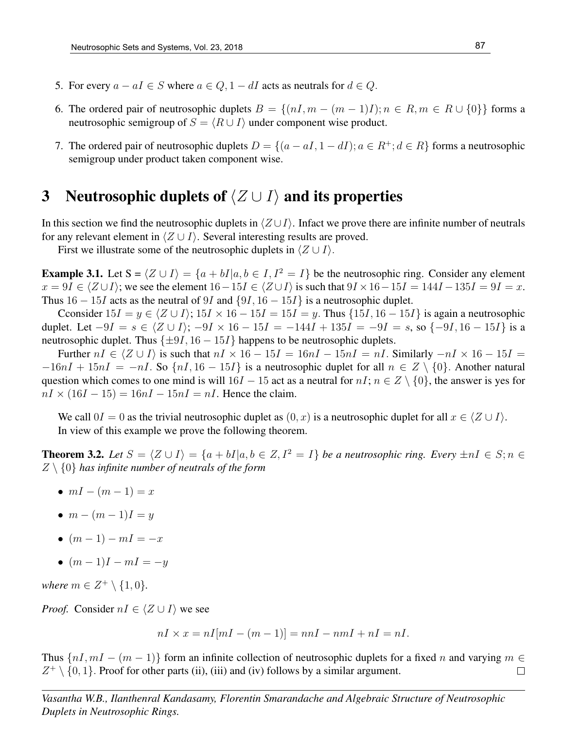5. For every $a - aI \in S$ where $a \in Q, 1 - dI$ acts as neutrals for $d \in Q$.

6. The ordered pair of neutrosophic duplets $B = \{(nI, m - (m-1)I); n \in R, m \in R \cup \{0\}\}$ forms a neutrosophic semigroup of $S = \langle R \cup I \rangle$ under component wise product.

7. The ordered pair of neutrosophic duplets $D = \{(a - aI, 1 - dI); a \in R^+; d \in R\}$ forms a neutrosophic semigroup under product taken component wise.

# 3 Neutrosophic duplets of $\langle Z \cup I \rangle$ and its properties

In this section we find the neutrosophic duplets in $\langle Z \cup I \rangle$. Infact we prove there are infinite number of neutrals for any relevant element in $\langle Z \cup I \rangle$. Several interesting results are proved.

First we illustrate some of the neutrosophic duplets in $\langle Z \cup I \rangle$.

**Example 3.1.** Let S = $\langle Z \cup I \rangle = \{a + bI | a, b \in I, I^2 = I\}$ be the neutrosophic ring. Consider any element $x = 9I \in \langle Z \cup I \rangle$; we see the element $16 - 15I \in \langle Z \cup I \rangle$ is such that $9I \times 16 - 15I = 144I - 135I = 9I = x$. Thus $16 - 15I$ acts as the neutral of $9I$ and $\{9I, 16 - 15I\}$ is a neutrosophic duplet.

Cconsider $15I = y \in \langle Z \cup I \rangle$; $15I \times 16 - 15I = 15I = y$. Thus $\{15I, 16 - 15I\}$ is again a neutrosophic duplet. Let $-9I = s \in \langle Z \cup I \rangle$; $-9I \times 16 - 15I = -144I + 135I = -9I = s$, so $\{-9I, 16 - 15I\}$ is a neutrosophic duplet. Thus $\{\pm 9I, 16 - 15I\}$ happens to be neutrosophic duplets.

Further $nI \in \langle Z \cup I \rangle$ is such that $nI \times 16 - 15I = 16nI - 15nI = nI$. Similarly $-nI \times 16 - 15I = -16nI + 15nI = -nI$. So $\{nI, 16 - 15I\}$ is a neutrosophic duplet for all $n \in Z \setminus \{0\}$. Another natural question which comes to one mind is will $16I - 15$ act as a neutral for $nI$; $n \in Z \setminus \{0\}$, the answer is yes for $nI \times (16I - 15) = 16nI - 15nI = nI$. Hence the claim.

We call $0I = 0$ as the trivial neutrosophic duplet as $(0, x)$ is a neutrosophic duplet for all $x \in \langle Z \cup I \rangle$.

In view of this example we prove the following theorem.

**Theorem 3.2.** *Let $S = \langle Z \cup I \rangle = \{a + bI | a, b \in Z, I^2 = I\}$ be a neutrosophic ring. Every $\pm nI \in S; n \in Z \setminus \{0\}$ has infinite number of neutrals of the form*

- $mI - (m-1) = x$
- $m - (m-1)I = y$
- $(m-1) - mI = -x$
- $(m-1)I - mI = -y$

*where $m \in Z^+ \setminus \{1, 0\}$.*

*Proof.* Consider $nI \in \langle Z \cup I \rangle$ we see

$$nI \times x = nI[mI - (m-1)] = nnI - nmI + nI = nI.$$

Thus $\{nI, mI - (m-1)\}$ form an infinite collection of neutrosophic duplets for a fixed $n$ and varying $m \in Z^+ \setminus \{0, 1\}$. Proof for other parts (ii), (iii) and (iv) follows by a similar argument. $\square$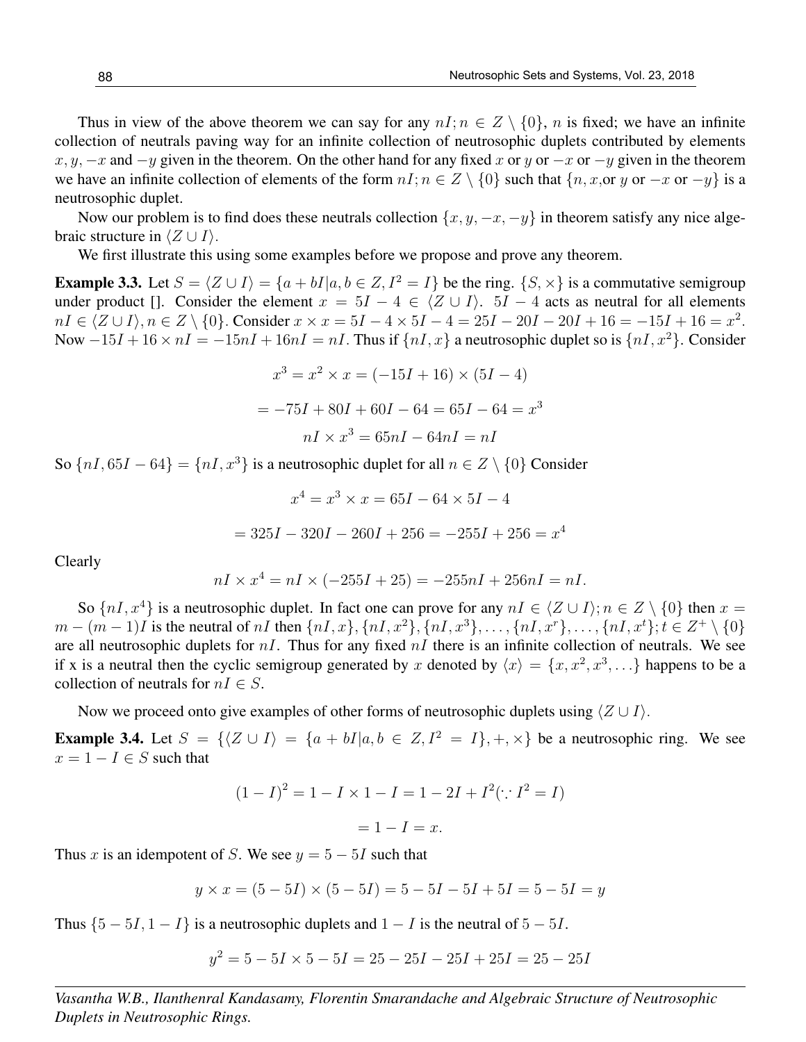Thus in view of the above theorem we can say for any $nI; n \in Z \setminus \{0\}$, $n$ is fixed; we have an infinite collection of neutrals paving way for an infinite collection of neutrosophic duplets contributed by elements $x, y, -x$ and $-y$ given in the theorem. On the other hand for any fixed $x$ or $y$ or $-x$ or $-y$ given in the theorem we have an infinite collection of elements of the form $nI; n \in Z \setminus \{0\}$ such that $\{n, x,$or $y$ or $-x$ or $-y\}$ is a neutrosophic duplet.

Now our problem is to find does these neutrals collection $\{x, y, -x, -y\}$ in theorem satisfy any nice algebraic structure in $\langle Z \cup I \rangle$.

We first illustrate this using some examples before we propose and prove any theorem.

**Example 3.3.** Let $S = \langle Z \cup I \rangle = \{a + bI | a, b \in Z, I^2 = I\}$ be the ring. $\{S, \times\}$ is a commutative semigroup under product []. Consider the element $x = 5I - 4 \in \langle Z \cup I \rangle$. $5I - 4$ acts as neutral for all elements $nI \in \langle Z \cup I \rangle, n \in Z \setminus \{0\}$. Consider $x \times x = 5I - 4 \times 5I - 4 = 25I - 20I - 20I + 16 = -15I + 16 = x^2$. Now $-15I + 16 \times nI = -15nI + 16nI = nI$. Thus if $\{nI, x\}$ a neutrosophic duplet so is $\{nI, x^2\}$. Consider

$$x^3 = x^2 \times x = (-15I + 16) \times (5I - 4)$$

$$= -75I + 80I + 60I - 64 = 65I - 64 = x^3$$

$$nI \times x^3 = 65nI - 64nI = nI$$

So $\{nI, 65I - 64\} = \{nI, x^3\}$ is a neutrosophic duplet for all $n \in Z \setminus \{0\}$ Consider

$$x^4 = x^3 \times x = 65I - 64 \times 5I - 4$$

$$= 325I - 320I - 260I + 256 = -255I + 256 = x^4$$

Clearly

$$nI \times x^4 = nI \times (-255I + 25) = -255nI + 256nI = nI.$$

So $\{nI, x^4\}$ is a neutrosophic duplet. In fact one can prove for any $nI \in \langle Z \cup I \rangle; n \in Z \setminus \{0\}$ then $x = m - (m-1)I$ is the neutral of $nI$ then $\{nI, x\}, \{nI, x^2\}, \{nI, x^3\}, \ldots, \{nI, x^r\}, \ldots, \{nI, x^t\}; t \in Z^+ \setminus \{0\}$ are all neutrosophic duplets for $nI$. Thus for any fixed $nI$ there is an infinite collection of neutrals. We see if x is a neutral then the cyclic semigroup generated by $x$ denoted by $\langle x \rangle = \{x, x^2, x^3, \ldots\}$ happens to be a collection of neutrals for $nI \in S$.

Now we proceed onto give examples of other forms of neutrosophic duplets using $\langle Z \cup I \rangle$.

**Example 3.4.** Let $S = \{\langle Z \cup I \rangle = \{a + bI | a, b \in Z, I^2 = I\}, +, \times\}$ be a neutrosophic ring. We see $x = 1 - I \in S$ such that

$$(1 - I)^2 = 1 - I \times 1 - I = 1 - 2I + I^2 (\because I^2 = I)$$

$$= 1 - I = x.$$

Thus $x$ is an idempotent of $S$. We see $y = 5 - 5I$ such that

$$y \times x = (5 - 5I) \times (5 - 5I) = 5 - 5I - 5I + 5I = 5 - 5I = y$$

Thus $\{5 - 5I, 1 - I\}$ is a neutrosophic duplets and $1 - I$ is the neutral of $5 - 5I$.

$$y^2 = 5 - 5I \times 5 - 5I = 25 - 25I - 25I + 25I = 25 - 25I$$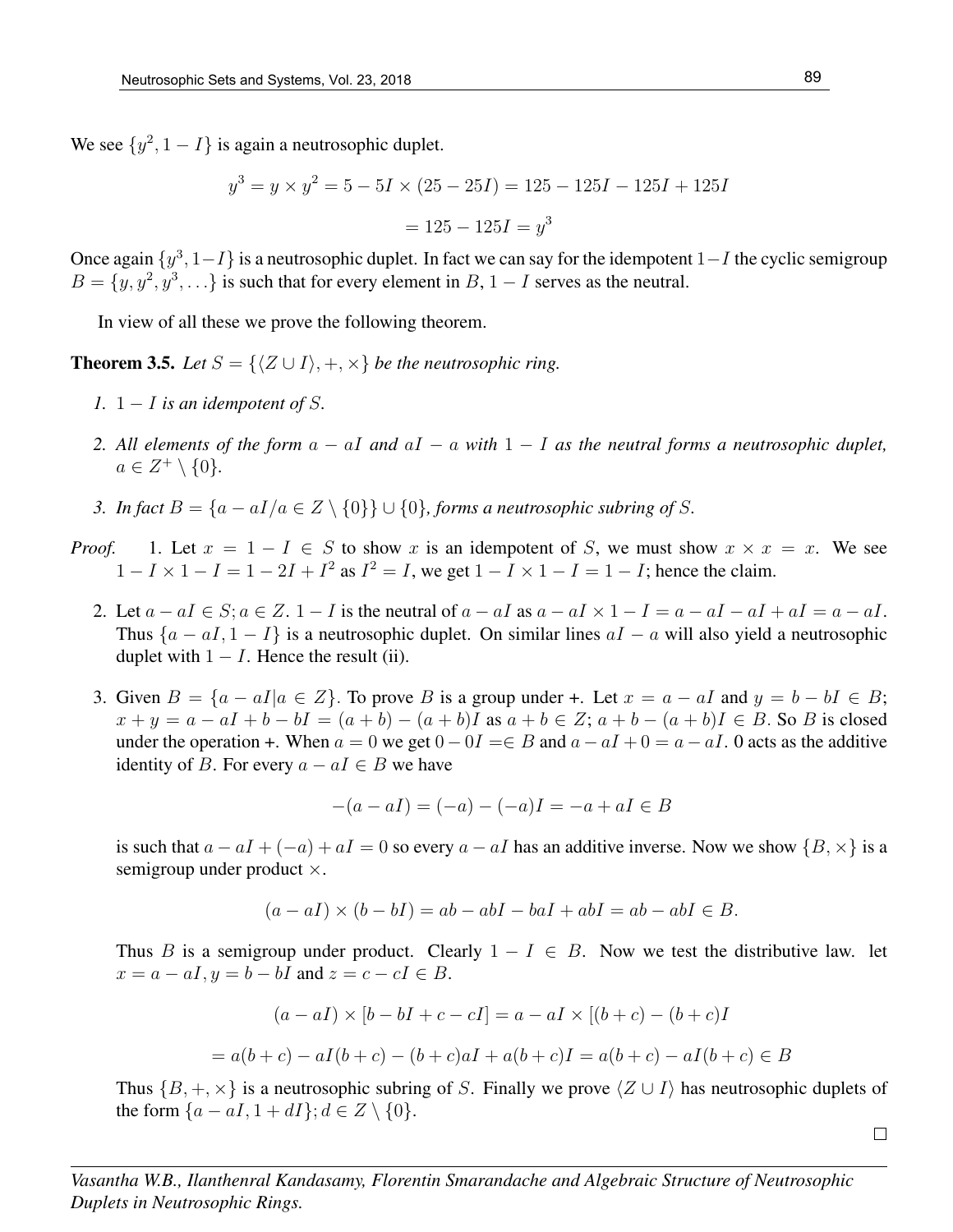We see $\{y^2, 1 - I\}$ is again a neutrosophic duplet.

$$y^3 = y \times y^2 = 5 - 5I \times (25 - 25I) = 125 - 125I - 125I + 125I$$

$$= 125 - 125I = y^3$$

Once again $\{y^3, 1-I\}$ is a neutrosophic duplet. In fact we can say for the idempotent $1-I$ the cyclic semigroup $B = \{y, y^2, y^3, \ldots\}$ is such that for every element in $B$, $1 - I$ serves as the neutral.

In view of all these we prove the following theorem.

**Theorem 3.5.** *Let $S = \{\langle Z \cup I\rangle, +, \times\}$ be the neutrosophic ring.*

1. *$1 - I$ is an idempotent of $S$.*
2. *All elements of the form $a - aI$ and $aI - a$ with $1 - I$ as the neutral forms a neutrosophic duplet, $a \in Z^+ \setminus \{0\}$.*
3. *In fact $B = \{a - aI/a \in Z \setminus \{0\}\} \cup \{0\}$, forms a neutrosophic subring of $S$.*

*Proof.*

1. Let $x = 1 - I \in S$ to show $x$ is an idempotent of $S$, we must show $x \times x = x$. We see $1 - I \times 1 - I = 1 - 2I + I^2$ as $I^2 = I$, we get $1 - I \times 1 - I = 1 - I$; hence the claim.

2. Let $a - aI \in S; a \in Z$. $1 - I$ is the neutral of $a - aI$ as $a - aI \times 1 - I = a - aI - aI + aI = a - aI$. Thus $\{a - aI, 1 - I\}$ is a neutrosophic duplet. On similar lines $aI - a$ will also yield a neutrosophic duplet with $1 - I$. Hence the result (ii).

3. Given $B = \{a - aI | a \in Z\}$. To prove $B$ is a group under +. Let $x = a - aI$ and $y = b - bI \in B$; $x + y = a - aI + b - bI = (a + b) - (a + b)I$ as $a + b \in Z$; $a + b - (a + b)I \in B$. So $B$ is closed under the operation +. When $a = 0$ we get $0 - 0I = \in B$ and $a - aI + 0 = a - aI$. 0 acts as the additive identity of $B$. For every $a - aI \in B$ we have

$$-(a - aI) = (-a) - (-a)I = -a + aI \in B$$

is such that $a - aI + (-a) + aI = 0$ so every $a - aI$ has an additive inverse. Now we show $\{B, \times\}$ is a semigroup under product $\times$.

$$(a - aI) \times (b - bI) = ab - abI - baI + abI = ab - abI \in B.$$

Thus $B$ is a semigroup under product. Clearly $1 - I \in B$. Now we test the distributive law. let $x = a - aI, y = b - bI$ and $z = c - cI \in B$.

$$(a - aI) \times [b - bI + c - cI] = a - aI \times [(b + c) - (b + c)I$$

$$= a(b + c) - aI(b + c) - (b + c)aI + a(b + c)I = a(b + c) - aI(b + c) \in B$$

Thus $\{B, +, \times\}$ is a neutrosophic subring of $S$. Finally we prove $\langle Z \cup I\rangle$ has neutrosophic duplets of the form $\{a - aI, 1 + dI\}; d \in Z \setminus \{0\}$.

□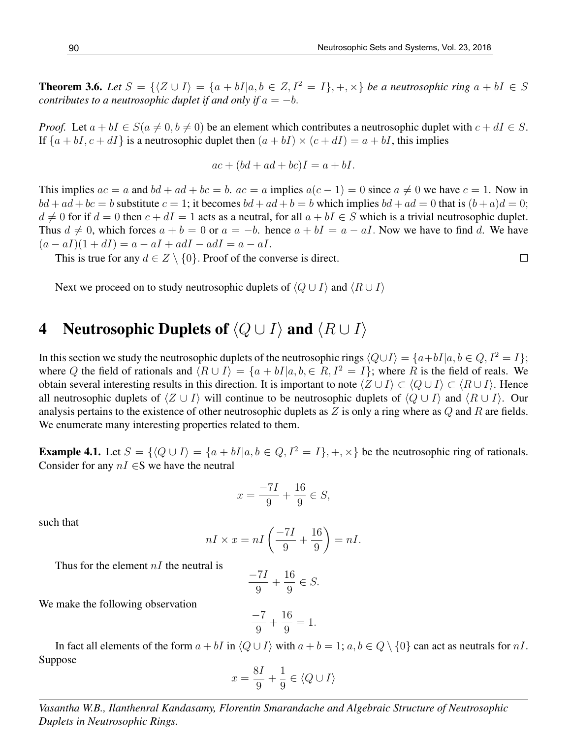**Theorem 3.6.** *Let $S = \{\langle Z \cup I \rangle = \{a + bI | a, b \in Z, I^2 = I\}, +, \times\}$ be a neutrosophic ring $a + bI \in S$ contributes to a neutrosophic duplet if and only if $a = -b$.*

*Proof.* Let $a + bI \in S (a \neq 0, b \neq 0)$ be an element which contributes a neutrosophic duplet with $c + dI \in S$. If $\{a + bI, c + dI\}$ is a neutrosophic duplet then $(a + bI) \times (c + dI) = a + bI$, this implies

$$ac + (bd + ad + bc)I = a + bI.$$

This implies $ac = a$ and $bd + ad + bc = b$. $ac = a$ implies $a(c - 1) = 0$ since $a \neq 0$ we have $c = 1$. Now in $bd + ad + bc = b$ substitute $c = 1$; it becomes $bd + ad + b = b$ which implies $bd + ad = 0$ that is $(b + a)d = 0$; $d \neq 0$ for if $d = 0$ then $c + dI = 1$ acts as a neutral, for all $a + bI \in S$ which is a trivial neutrosophic duplet. Thus $d \neq 0$, which forces $a + b = 0$ or $a = -b$. hence $a + bI = a - aI$. Now we have to find $d$. We have $(a - aI)(1 + dI) = a - aI + adI - adI = a - aI$.

This is true for any $d \in Z \setminus \{0\}$. Proof of the converse is direct. □

Next we proceed on to study neutrosophic duplets of $\langle Q \cup I \rangle$ and $\langle R \cup I \rangle$

# 4 Neutrosophic Duplets of $\langle Q \cup I \rangle$ and $\langle R \cup I \rangle$

In this section we study the neutrosophic duplets of the neutrosophic rings $\langle Q \cup I \rangle = \{a + bI | a, b \in Q, I^2 = I\}$; where $Q$ the field of rationals and $\langle R \cup I \rangle = \{a + bI | a, b, \in R, I^2 = I\}$; where $R$ is the field of reals. We obtain several interesting results in this direction. It is important to note $\langle Z \cup I \rangle \subset \langle Q \cup I \rangle \subset \langle R \cup I \rangle$. Hence all neutrosophic duplets of $\langle Z \cup I \rangle$ will continue to be neutrosophic duplets of $\langle Q \cup I \rangle$ and $\langle R \cup I \rangle$. Our analysis pertains to the existence of other neutrosophic duplets as $Z$ is only a ring where as $Q$ and $R$ are fields. We enumerate many interesting properties related to them.

**Example 4.1.** Let $S = \{\langle Q \cup I \rangle = \{a + bI | a, b \in Q, I^2 = I\}, +, \times\}$ be the neutrosophic ring of rationals. Consider for any $nI \in$S we have the neutral

$$x = \frac{-7I}{9} + \frac{16}{9} \in S,$$

such that

$$nI \times x = nI \left( \frac{-7I}{9} + \frac{16}{9} \right) = nI.$$

Thus for the element $nI$ the neutral is

$$\frac{-7I}{9} + \frac{16}{9} \in S.$$

We make the following observation

$$\frac{-7}{9} + \frac{16}{9} = 1.$$

In fact all elements of the form $a + bI$ in $\langle Q \cup I \rangle$ with $a + b = 1$; $a, b \in Q \setminus \{0\}$ can act as neutrals for $nI$. Suppose

$$x = \frac{8I}{9} + \frac{1}{9} \in \langle Q \cup I \rangle$$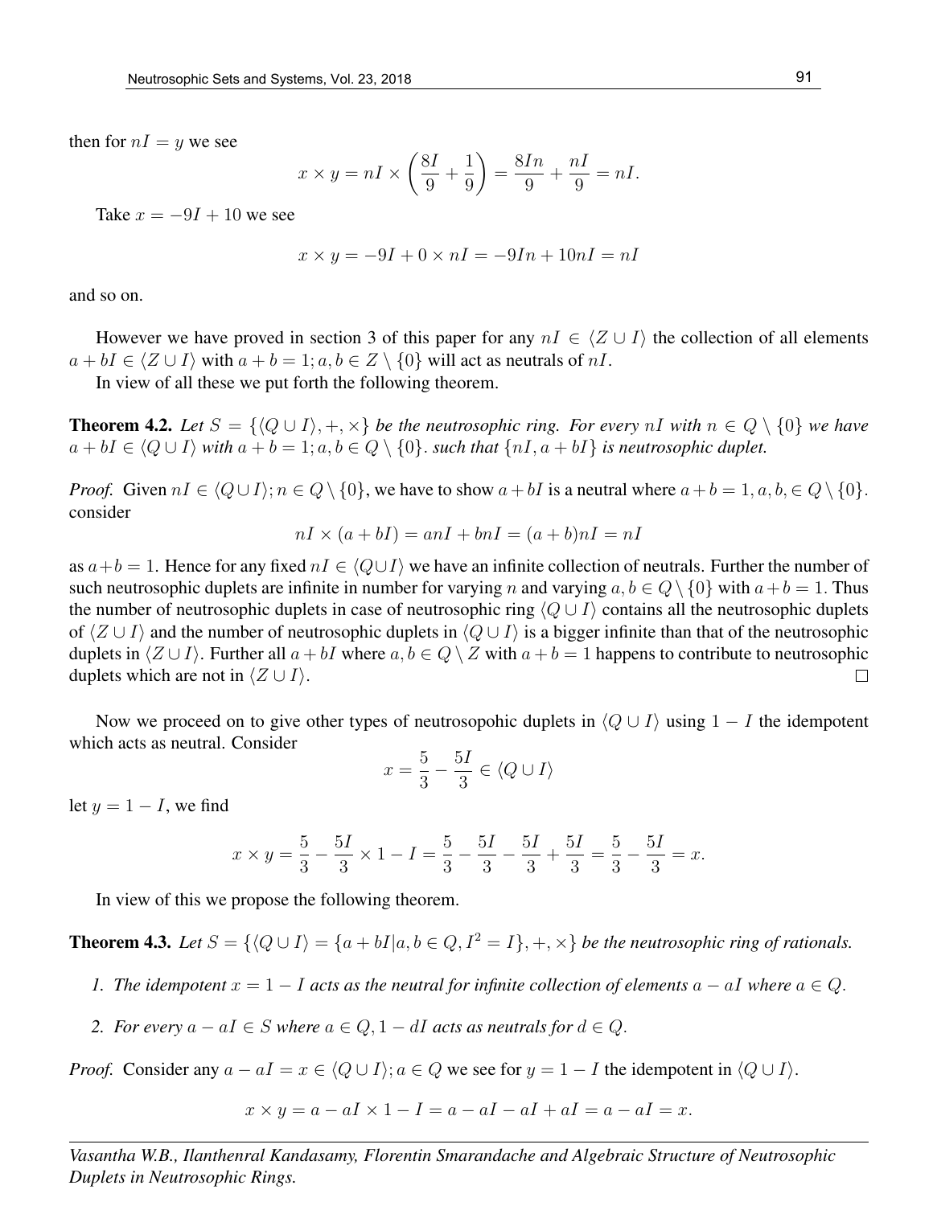then for $nI = y$ we see

$$x \times y = nI \times \left(\frac{8I}{9} + \frac{1}{9}\right) = \frac{8In}{9} + \frac{nI}{9} = nI.$$

Take $x = -9I + 10$ we see

$$x \times y = -9I + 0 \times nI = -9In + 10nI = nI$$

and so on.

However we have proved in section 3 of this paper for any $nI \in \langle Z \cup I \rangle$ the collection of all elements $a + bI \in \langle Z \cup I \rangle$ with $a + b = 1; a, b \in Z \setminus \{0\}$ will act as neutrals of $nI$.

In view of all these we put forth the following theorem.

**Theorem 4.2.** *Let $S = \{\langle Q \cup I \rangle, +, \times\}$ be the neutrosophic ring. For every $nI$ with $n \in Q \setminus \{0\}$ we have $a + bI \in \langle Q \cup I \rangle$ with $a + b = 1; a, b \in Q \setminus \{0\}$. such that $\{nI, a + bI\}$ is neutrosophic duplet.*

*Proof.* Given $nI \in \langle Q \cup I \rangle; n \in Q \setminus \{0\}$, we have to show $a + bI$ is a neutral where $a + b = 1, a, b, \in Q \setminus \{0\}$. consider

$$nI \times (a + bI) = anI + bnI = (a + b)nI = nI$$

as $a + b = 1$. Hence for any fixed $nI \in \langle Q \cup I \rangle$ we have an infinite collection of neutrals. Further the number of such neutrosophic duplets are infinite in number for varying $n$ and varying $a, b \in Q \setminus \{0\}$ with $a + b = 1$. Thus the number of neutrosophic duplets in case of neutrosophic ring $\langle Q \cup I \rangle$ contains all the neutrosophic duplets of $\langle Z \cup I \rangle$ and the number of neutrosophic duplets in $\langle Q \cup I \rangle$ is a bigger infinite than that of the neutrosophic duplets in $\langle Z \cup I \rangle$. Further all $a + bI$ where $a, b \in Q \setminus Z$ with $a + b = 1$ happens to contribute to neutrosophic duplets which are not in $\langle Z \cup I \rangle$. ☐

Now we proceed on to give other types of neutrosopohic duplets in $\langle Q \cup I \rangle$ using $1 - I$ the idempotent which acts as neutral. Consider

$$x = \frac{5}{3} - \frac{5I}{3} \in \langle Q \cup I \rangle$$

let $y = 1 - I$, we find

$$x \times y = \frac{5}{3} - \frac{5I}{3} \times 1 - I = \frac{5}{3} - \frac{5I}{3} - \frac{5I}{3} + \frac{5I}{3} = \frac{5}{3} - \frac{5I}{3} = x.$$

In view of this we propose the following theorem.

**Theorem 4.3.** *Let $S = \{\langle Q \cup I \rangle = \{a + bI | a, b \in Q, I^2 = I\}, +, \times\}$ be the neutrosophic ring of rationals.*

1. *The idempotent $x = 1 - I$ acts as the neutral for infinite collection of elements $a - aI$ where $a \in Q$.*
2. *For every $a - aI \in S$ where $a \in Q, 1 - dI$ acts as neutrals for $d \in Q$.*

*Proof.* Consider any $a - aI = x \in \langle Q \cup I \rangle; a \in Q$ we see for $y = 1 - I$ the idempotent in $\langle Q \cup I \rangle$.

$$x \times y = a - aI \times 1 - I = a - aI - aI + aI = a - aI = x.$$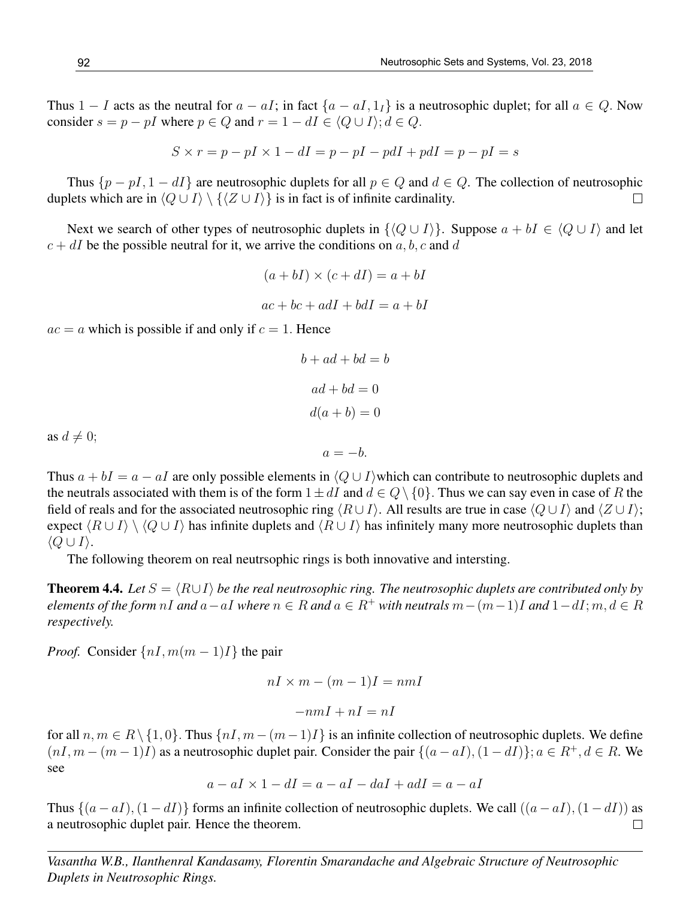Thus $1 - I$ acts as the neutral for $a - aI$; in fact $\{a - aI, 1_I\}$ is a neutrosophic duplet; for all $a \in Q$. Now consider $s = p - pI$ where $p \in Q$ and $r = 1 - dI \in \langle Q \cup I \rangle; d \in Q$.

$$S \times r = p - pI \times 1 - dI = p - pI - pdI + pdI = p - pI = s$$

Thus $\{p - pI, 1 - dI\}$ are neutrosophic duplets for all $p \in Q$ and $d \in Q$. The collection of neutrosophic duplets which are in $\langle Q \cup I \rangle \setminus \{\langle Z \cup I \rangle\}$ is in fact is of infinite cardinality. $\square$

Next we search of other types of neutrosophic duplets in $\{\langle Q \cup I \rangle\}$. Suppose $a + bI \in \langle Q \cup I \rangle$ and let $c + dI$ be the possible neutral for it, we arrive the conditions on $a, b, c$ and $d$

$$(a + bI) \times (c + dI) = a + bI$$

$$ac + bc + adI + bdI = a + bI$$

$ac = a$ which is possible if and only if $c = 1$. Hence

$$b + ad + bd = b$$

$$ad + bd = 0$$

$$d(a + b) = 0$$

as $d \neq 0$;

$$a = -b.$$

Thus $a + bI = a - aI$ are only possible elements in $\langle Q \cup I \rangle$which can contribute to neutrosophic duplets and the neutrals associated with them is of the form $1 \pm dI$ and $d \in Q \setminus \{0\}$. Thus we can say even in case of $R$ the field of reals and for the associated neutrosophic ring $\langle R \cup I \rangle$. All results are true in case $\langle Q \cup I \rangle$ and $\langle Z \cup I \rangle$; expect $\langle R \cup I \rangle \setminus \langle Q \cup I \rangle$ has infinite duplets and $\langle R \cup I \rangle$ has infinitely many more neutrosophic duplets than $\langle Q \cup I \rangle$.

The following theorem on real neutrsophic rings is both innovative and intersting.

**Theorem 4.4.** *Let $S = \langle R \cup I \rangle$ be the real neutrosophic ring. The neutrosophic duplets are contributed only by elements of the form $nI$ and $a - aI$ where $n \in R$ and $a \in R^+$ with neutrals $m - (m-1)I$ and $1 - dI; m, d \in R$ respectively.*

*Proof.* Consider $\{nI, m(m-1)I\}$ the pair

$$nI \times m - (m-1)I = nmI$$

$$-nmI + nI = nI$$

for all $n, m \in R \setminus \{1, 0\}$. Thus $\{nI, m - (m-1)I\}$ is an infinite collection of neutrosophic duplets. We define $(nI, m - (m-1)I)$ as a neutrosophic duplet pair. Consider the pair $\{(a - aI), (1 - dI)\}; a \in R^+, d \in R$. We see

$$a - aI \times 1 - dI = a - aI - daI + adI = a - aI$$

Thus $\{(a - aI), (1 - dI)\}$ forms an infinite collection of neutrosophic duplets. We call $((a - aI), (1 - dI))$ as a neutrosophic duplet pair. Hence the theorem. $\square$

*Vasantha W.B., Ilanthenral Kandasamy, Florentin Smarandache and Algebraic Structure of Neutrosophic Duplets in Neutrosophic Rings.*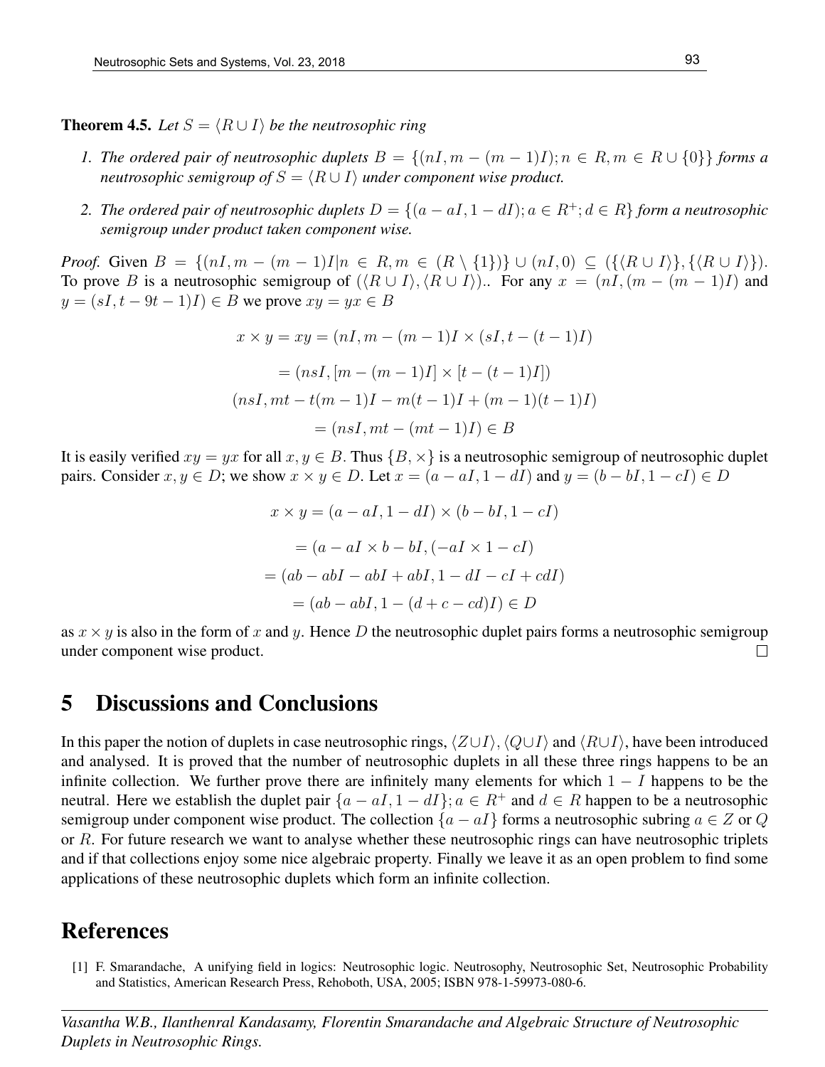**Theorem 4.5.** *Let $S = \langle R \cup I \rangle$ be the neutrosophic ring*

1. *The ordered pair of neutrosophic duplets $B = \{(nI, m - (m-1)I); n \in R, m \in R \cup \{0\}\}$ forms a neutrosophic semigroup of $S = \langle R \cup I \rangle$ under component wise product.*
2. *The ordered pair of neutrosophic duplets $D = \{(a - aI, 1 - dI); a \in R^+; d \in R\}$ form a neutrosophic semigroup under product taken component wise.*

*Proof.* Given $B = \{(nI, m - (m-1)I | n \in R, m \in (R \setminus \{1\})\} \cup (nI, 0) \subseteq (\{\langle R \cup I \rangle\}, \{\langle R \cup I \rangle\})$. To prove $B$ is a neutrosophic semigroup of $(\langle R \cup I \rangle, \langle R \cup I \rangle)$.. For any $x = (nI, (m - (m-1)I)$ and $y = (sI, t - 9t - 1)I) \in B$ we prove $xy = yx \in B$

$$x \times y = xy = (nI, m - (m-1)I \times (sI, t - (t-1)I)$$

$$= (nsI, [m - (m-1)I] \times [t - (t-1)I])$$

$$(nsI, mt - t(m-1)I - m(t-1)I + (m-1)(t-1)I)$$

$$= (nsI, mt - (mt-1)I) \in B$$

It is easily verified $xy = yx$ for all $x, y \in B$. Thus $\{B, \times\}$ is a neutrosophic semigroup of neutrosophic duplet pairs. Consider $x, y \in D$; we show $x \times y \in D$. Let $x = (a - aI, 1 - dI)$ and $y = (b - bI, 1 - cI) \in D$

$$x \times y = (a - aI, 1 - dI) \times (b - bI, 1 - cI)$$

$$= (a - aI \times b - bI, (-aI \times 1 - cI)$$

$$= (ab - abI - abI + abI, 1 - dI - cI + cdI)$$

$$= (ab - abI, 1 - (d + c - cd)I) \in D$$

as $x \times y$ is also in the form of $x$ and $y$. Hence $D$ the neutrosophic duplet pairs forms a neutrosophic semigroup under component wise product. □

# 5 Discussions and Conclusions

In this paper the notion of duplets in case neutrosophic rings, $\langle Z \cup I \rangle$, $\langle Q \cup I \rangle$ and $\langle R \cup I \rangle$, have been introduced and analysed. It is proved that the number of neutrosophic duplets in all these three rings happens to be an infinite collection. We further prove there are infinitely many elements for which $1 - I$ happens to be the neutral. Here we establish the duplet pair $\{a - aI, 1 - dI\}; a \in R^+$ and $d \in R$ happen to be a neutrosophic semigroup under component wise product. The collection $\{a - aI\}$ forms a neutrosophic subring $a \in Z$ or $Q$ or $R$. For future research we want to analyse whether these neutrosophic rings can have neutrosophic triplets and if that collections enjoy some nice algebraic property. Finally we leave it as an open problem to find some applications of these neutrosophic duplets which form an infinite collection.

# References

[1] F. Smarandache, A unifying field in logics: Neutrosophic logic. Neutrosophy, Neutrosophic Set, Neutrosophic Probability and Statistics, American Research Press, Rehoboth, USA, 2005; ISBN 978-1-59973-080-6.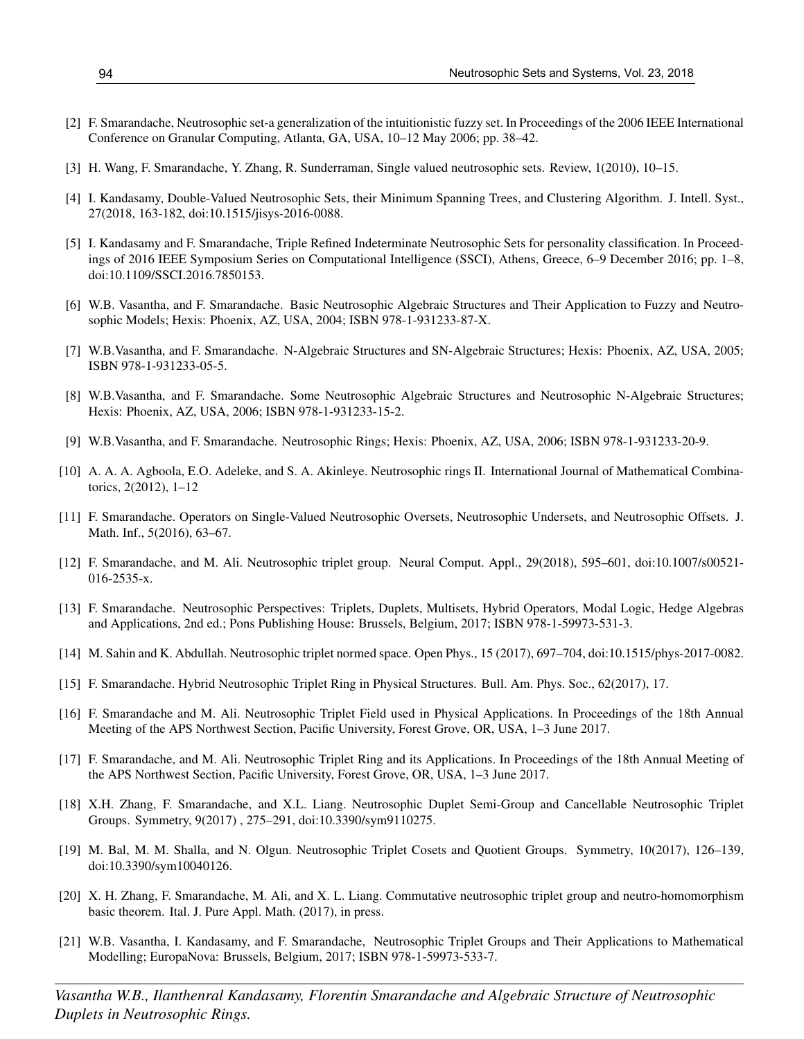[2] F. Smarandache, Neutrosophic set-a generalization of the intuitionistic fuzzy set. In Proceedings of the 2006 IEEE International Conference on Granular Computing, Atlanta, GA, USA, 10–12 May 2006; pp. 38–42.

[3] H. Wang, F. Smarandache, Y. Zhang, R. Sunderraman, Single valued neutrosophic sets. Review, 1(2010), 10–15.

[4] I. Kandasamy, Double-Valued Neutrosophic Sets, their Minimum Spanning Trees, and Clustering Algorithm. J. Intell. Syst., 27(2018, 163-182, doi:10.1515/jisys-2016-0088.

[5] I. Kandasamy and F. Smarandache, Triple Refined Indeterminate Neutrosophic Sets for personality classification. In Proceedings of 2016 IEEE Symposium Series on Computational Intelligence (SSCI), Athens, Greece, 6–9 December 2016; pp. 1–8, doi:10.1109/SSCI.2016.7850153.

[6] W.B. Vasantha, and F. Smarandache. Basic Neutrosophic Algebraic Structures and Their Application to Fuzzy and Neutrosophic Models; Hexis: Phoenix, AZ, USA, 2004; ISBN 978-1-931233-87-X.

[7] W.B.Vasantha, and F. Smarandache. N-Algebraic Structures and SN-Algebraic Structures; Hexis: Phoenix, AZ, USA, 2005; ISBN 978-1-931233-05-5.

[8] W.B.Vasantha, and F. Smarandache. Some Neutrosophic Algebraic Structures and Neutrosophic N-Algebraic Structures; Hexis: Phoenix, AZ, USA, 2006; ISBN 978-1-931233-15-2.

[9] W.B.Vasantha, and F. Smarandache. Neutrosophic Rings; Hexis: Phoenix, AZ, USA, 2006; ISBN 978-1-931233-20-9.

[10] A. A. A. Agboola, E.O. Adeleke, and S. A. Akinleye. Neutrosophic rings II. International Journal of Mathematical Combinatorics, 2(2012), 1–12

[11] F. Smarandache. Operators on Single-Valued Neutrosophic Oversets, Neutrosophic Undersets, and Neutrosophic Offsets. J. Math. Inf., 5(2016), 63–67.

[12] F. Smarandache, and M. Ali. Neutrosophic triplet group. Neural Comput. Appl., 29(2018), 595–601, doi:10.1007/s00521-016-2535-x.

[13] F. Smarandache. Neutrosophic Perspectives: Triplets, Duplets, Multisets, Hybrid Operators, Modal Logic, Hedge Algebras and Applications, 2nd ed.; Pons Publishing House: Brussels, Belgium, 2017; ISBN 978-1-59973-531-3.

[14] M. Sahin and K. Abdullah. Neutrosophic triplet normed space. Open Phys., 15 (2017), 697–704, doi:10.1515/phys-2017-0082.

[15] F. Smarandache. Hybrid Neutrosophic Triplet Ring in Physical Structures. Bull. Am. Phys. Soc., 62(2017), 17.

[16] F. Smarandache and M. Ali. Neutrosophic Triplet Field used in Physical Applications. In Proceedings of the 18th Annual Meeting of the APS Northwest Section, Pacific University, Forest Grove, OR, USA, 1–3 June 2017.

[17] F. Smarandache, and M. Ali. Neutrosophic Triplet Ring and its Applications. In Proceedings of the 18th Annual Meeting of the APS Northwest Section, Pacific University, Forest Grove, OR, USA, 1–3 June 2017.

[18] X.H. Zhang, F. Smarandache, and X.L. Liang. Neutrosophic Duplet Semi-Group and Cancellable Neutrosophic Triplet Groups. Symmetry, 9(2017) , 275–291, doi:10.3390/sym9110275.

[19] M. Bal, M. M. Shalla, and N. Olgun. Neutrosophic Triplet Cosets and Quotient Groups. Symmetry, 10(2017), 126–139, doi:10.3390/sym10040126.

[20] X. H. Zhang, F. Smarandache, M. Ali, and X. L. Liang. Commutative neutrosophic triplet group and neutro-homomorphism basic theorem. Ital. J. Pure Appl. Math. (2017), in press.

[21] W.B. Vasantha, I. Kandasamy, and F. Smarandache, Neutrosophic Triplet Groups and Their Applications to Mathematical Modelling; EuropaNova: Brussels, Belgium, 2017; ISBN 978-1-59973-533-7.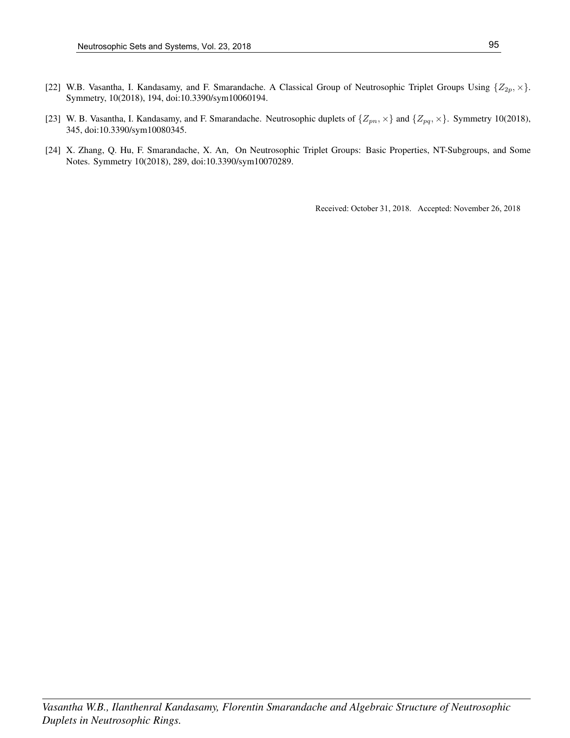[22] W.B. Vasantha, I. Kandasamy, and F. Smarandache. A Classical Group of Neutrosophic Triplet Groups Using $\{Z_{2p}, \times\}$. Symmetry, 10(2018), 194, doi:10.3390/sym10060194.

[23] W. B. Vasantha, I. Kandasamy, and F. Smarandache. Neutrosophic duplets of $\{Z_{pn}, \times\}$ and $\{Z_{pq}, \times\}$. Symmetry 10(2018), 345, doi:10.3390/sym10080345.

[24] X. Zhang, Q. Hu, F. Smarandache, X. An, On Neutrosophic Triplet Groups: Basic Properties, NT-Subgroups, and Some Notes. Symmetry 10(2018), 289, doi:10.3390/sym10070289.

Received: October 31, 2018. Accepted: November 26, 2018